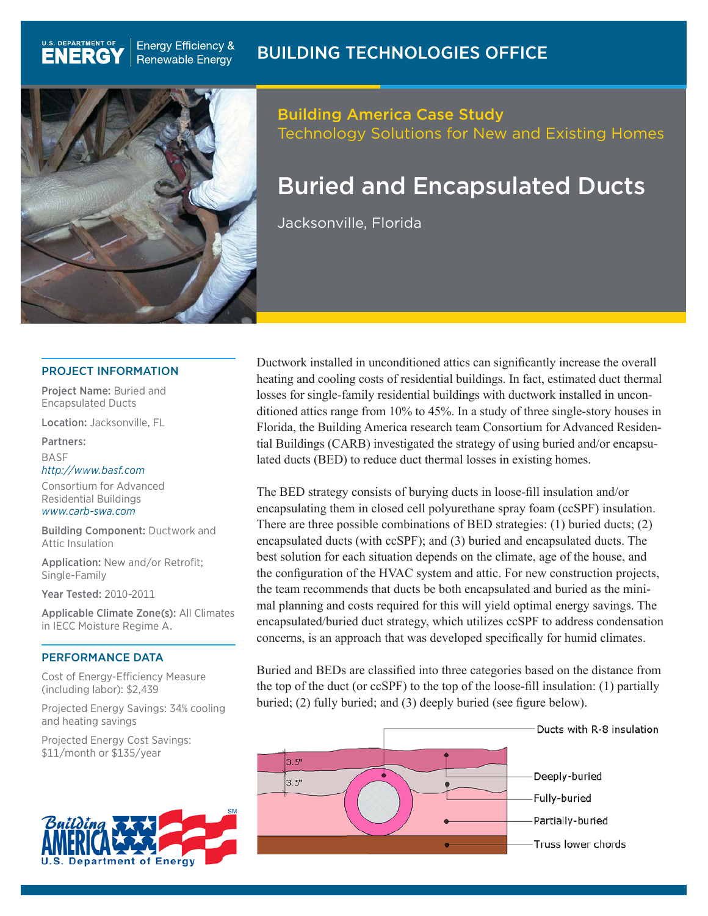U.S. DEPARTMENT OF ENERGY | Energy Efficiency & Renewable Energy

BUILDING TECHNOLOGIES OFFICE

Building America Case Study
Technology Solutions for New and Existing Homes

# Buried and Encapsulated Ducts

Jacksonville, Florida

## PROJECT INFORMATION

**Project Name:** Buried and Encapsulated Ducts

**Location:** Jacksonville, FL

**Partners:**

BASF
*http://www.basf.com*

Consortium for Advanced Residential Buildings
*www.carb-swa.com*

**Building Component:** Ductwork and Attic Insulation

**Application:** New and/or Retrofit; Single-Family

**Year Tested:** 2010-2011

**Applicable Climate Zone(s):** All Climates in IECC Moisture Regime A.

## PERFORMANCE DATA

Cost of Energy-Efficiency Measure (including labor): $2,439

Projected Energy Savings: 34% cooling and heating savings

Projected Energy Cost Savings: $11/month or $135/year

Ductwork installed in unconditioned attics can significantly increase the overall heating and cooling costs of residential buildings. In fact, estimated duct thermal losses for single-family residential buildings with ductwork installed in unconditioned attics range from 10% to 45%. In a study of three single-story houses in Florida, the Building America research team Consortium for Advanced Residential Buildings (CARB) investigated the strategy of using buried and/or encapsulated ducts (BED) to reduce duct thermal losses in existing homes.

The BED strategy consists of burying ducts in loose-fill insulation and/or encapsulating them in closed cell polyurethane spray foam (ccSPF) insulation. There are three possible combinations of BED strategies: (1) buried ducts; (2) encapsulated ducts (with ccSPF); and (3) buried and encapsulated ducts. The best solution for each situation depends on the climate, age of the house, and the configuration of the HVAC system and attic. For new construction projects, the team recommends that ducts be both encapsulated and buried as the minimal planning and costs required for this will yield optimal energy savings. The encapsulated/buried duct strategy, which utilizes ccSPF to address condensation concerns, is an approach that was developed specifically for humid climates.

Buried and BEDs are classified into three categories based on the distance from the top of the duct (or ccSPF) to the top of the loose-fill insulation: (1) partially buried; (2) fully buried; and (3) deeply buried (see figure below).

3.5"
3.5"
Ducts with R-8 insulation
Deeply-buried
Fully-buried
Partially-buried
Truss lower chords

Building America U.S. Department of Energy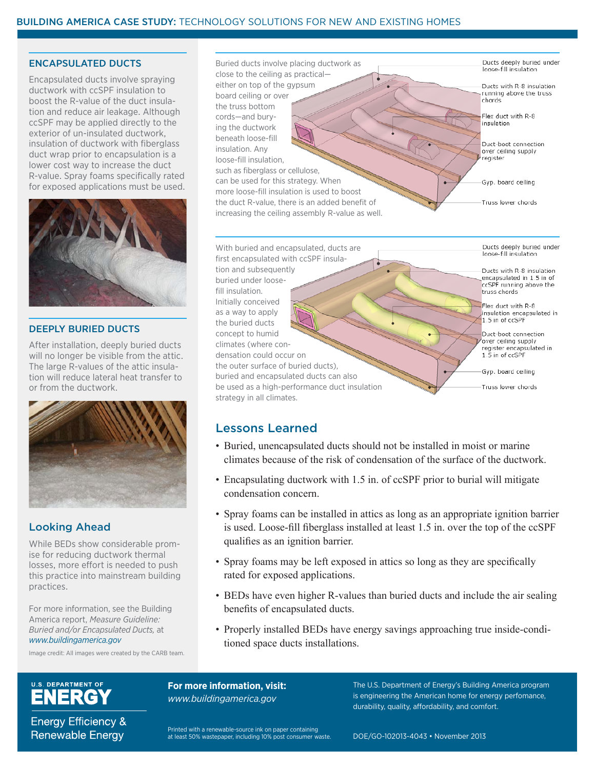## ENCAPSULATED DUCTS

Encapsulated ducts involve spraying ductwork with ccSPF insulation to boost the R-value of the duct insulation and reduce air leakage. Although ccSPF may be applied directly to the exterior of un-insulated ductwork, insulation of ductwork with fiberglass duct wrap prior to encapsulation is a lower cost way to increase the duct R-value. Spray foams specifically rated for exposed applications must be used.

## DEEPLY BURIED DUCTS

After installation, deeply buried ducts will no longer be visible from the attic. The large R-values of the attic insulation will reduce lateral heat transfer to or from the ductwork.

## Looking Ahead

While BEDs show considerable promise for reducing ductwork thermal losses, more effort is needed to push this practice into mainstream building practices.

For more information, see the Building America report, *Measure Guideline: Buried and/or Encapsulated Ducts,* at *www.buildingamerica.gov*

Image credit: All images were created by the CARB team.

Buried ducts involve placing ductwork as close to the ceiling as practical—either on top of the gypsum board ceiling or over the truss bottom cords—and burying the ductwork beneath loose-fill insulation. Any loose-fill insulation, such as fiberglass or cellulose, can be used for this strategy. When more loose-fill insulation is used to boost the duct R-value, there is an added benefit of increasing the ceiling assembly R-value as well.

Ducts deeply buried under loose-fill insulation

Ducts with R-8 insulation running above the truss chords

Flex duct with R-8 insulation

Duct-boot connection over ceiling supply register

Gyp. board ceiling

Truss lower chords

With buried and encapsulated, ducts are first encapsulated with ccSPF insulation and subsequently buried under loose-fill insulation. Initially conceived as a way to apply the buried ducts concept to humid climates (where condensation could occur on the outer surface of buried ducts), buried and encapsulated ducts can also be used as a high-performance duct insulation strategy in all climates.

Ducts deeply buried under loose-fill insulation

Ducts with R-8 insulation encapsulated in 1.5 in of ccSPF running above the truss chords

Flex duct with R-8 insulation encapsulated in 1.5 in of ccSPF

Duct-boot connection over ceiling supply register encapsulated in 1.5 in of ccSPF

Gyp. board ceiling

Truss lower chords

## Lessons Learned

- Buried, unencapsulated ducts should not be installed in moist or marine climates because of the risk of condensation of the surface of the ductwork.
- Encapsulating ductwork with 1.5 in. of ccSPF prior to burial will mitigate condensation concern.
- Spray foams can be installed in attics as long as an appropriate ignition barrier is used. Loose-fill fiberglass installed at least 1.5 in. over the top of the ccSPF qualifies as an ignition barrier.
- Spray foams may be left exposed in attics so long as they are specifically rated for exposed applications.
- BEDs have even higher R-values than buried ducts and include the air sealing benefits of encapsulated ducts.
- Properly installed BEDs have energy savings approaching true inside-conditioned space ducts installations.

U.S. DEPARTMENT OF ENERGY

Energy Efficiency & Renewable Energy

**For more information, visit:** *www.buildingamerica.gov*

Printed with a renewable-source ink on paper containing at least 50% wastepaper, including 10% post consumer waste.

The U.S. Department of Energy's Building America program is engineering the American home for energy perfomance, durability, quality, affordability, and comfort.

DOE/GO-102013-4043 • November 2013